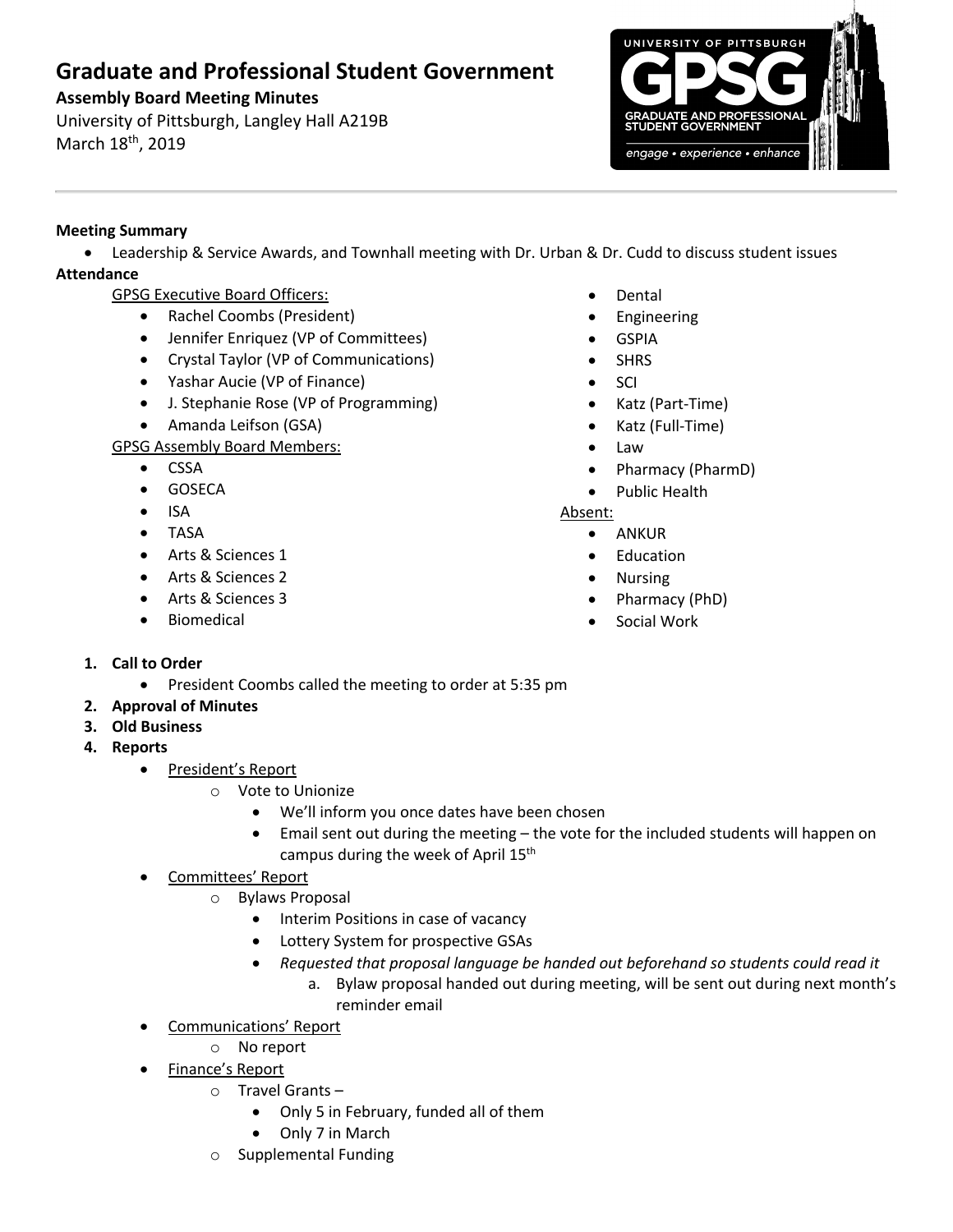# Graduate and Professional Student Government

**Assembly Board Meeting Minutes**

University of Pittsburgh, Langley Hall A219B

March 18th, 2019

**Meeting Summary**

- Leadership & Service Awards, and Townhall meeting with Dr. Urban & Dr. Cudd to discuss student issues

**Attendance**

GPSG Executive Board Officers:

- Rachel Coombs (President)
- Jennifer Enriquez (VP of Committees)
- Crystal Taylor (VP of Communications)
- Yashar Aucie (VP of Finance)
- J. Stephanie Rose (VP of Programming)
- Amanda Leifson (GSA)

GPSG Assembly Board Members:

- CSSA
- GOSECA
- ISA
- TASA
- Arts & Sciences 1
- Arts & Sciences 2
- Arts & Sciences 3
- Biomedical
- Dental
- Engineering
- GSPIA
- SHRS
- SCI
- Katz (Part-Time)
- Katz (Full-Time)
- Law
- Pharmacy (PharmD)
- Public Health

Absent:

- ANKUR
- Education
- Nursing
- Pharmacy (PhD)
- Social Work

1. **Call to Order**
   - President Coombs called the meeting to order at 5:35 pm
2. **Approval of Minutes**
3. **Old Business**
4. **Reports**
   - President's Report
     - Vote to Unionize
       - We'll inform you once dates have been chosen
       - Email sent out during the meeting – the vote for the included students will happen on campus during the week of April 15th
   - Committees' Report
     - Bylaws Proposal
       - Interim Positions in case of vacancy
       - Lottery System for prospective GSAs
       - *Requested that proposal language be handed out beforehand so students could read it*
         a. Bylaw proposal handed out during meeting, will be sent out during next month's reminder email
   - Communications' Report
     - No report
   - Finance's Report
     - Travel Grants –
       - Only 5 in February, funded all of them
       - Only 7 in March
     - Supplemental Funding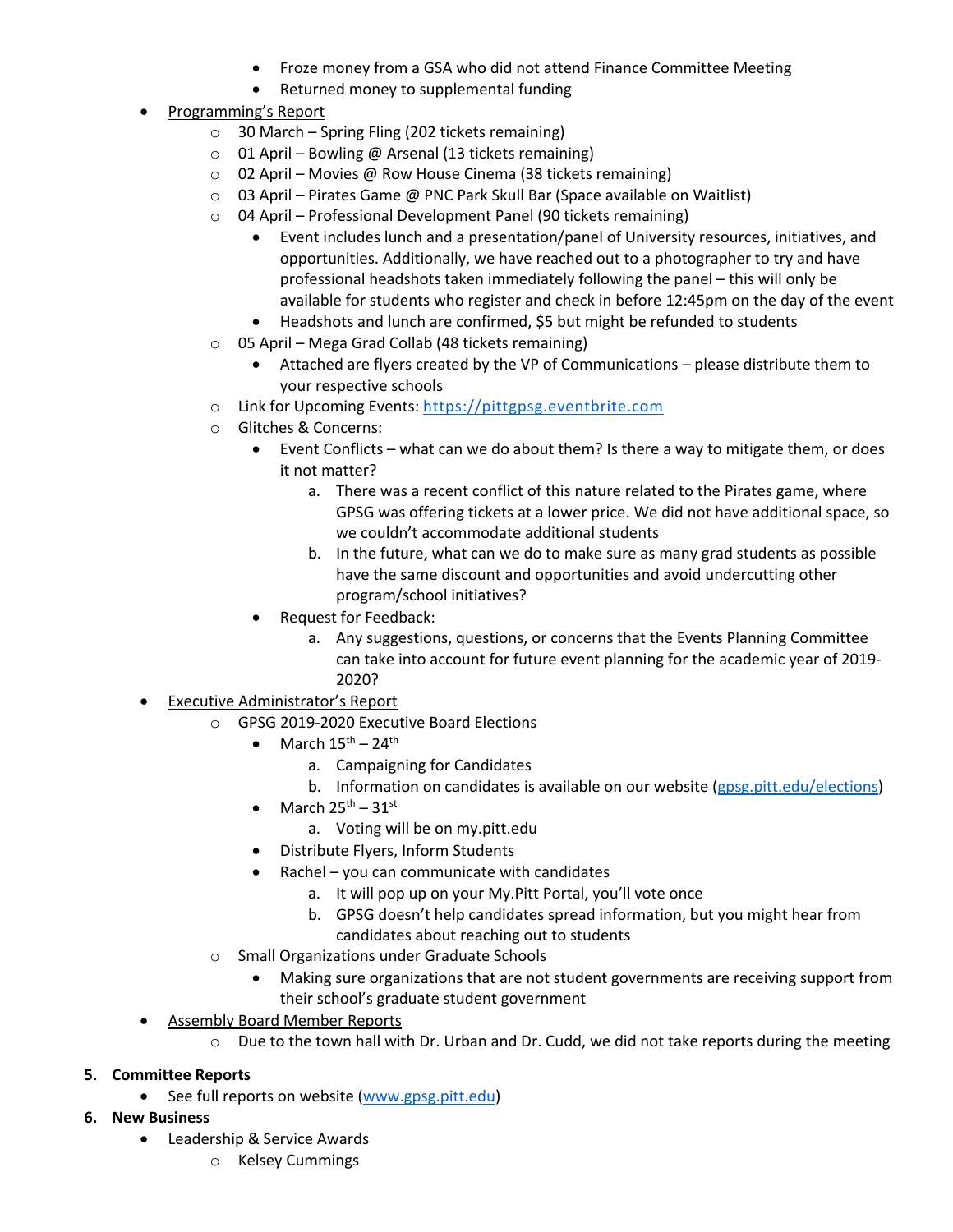- Froze money from a GSA who did not attend Finance Committee Meeting
        - Returned money to supplemental funding
- Programming's Report
    - 30 March – Spring Fling (202 tickets remaining)
    - 01 April – Bowling @ Arsenal (13 tickets remaining)
    - 02 April – Movies @ Row House Cinema (38 tickets remaining)
    - 03 April – Pirates Game @ PNC Park Skull Bar (Space available on Waitlist)
    - 04 April – Professional Development Panel (90 tickets remaining)
        - Event includes lunch and a presentation/panel of University resources, initiatives, and opportunities. Additionally, we have reached out to a photographer to try and have professional headshots taken immediately following the panel – this will only be available for students who register and check in before 12:45pm on the day of the event
        - Headshots and lunch are confirmed, $5 but might be refunded to students
    - 05 April – Mega Grad Collab (48 tickets remaining)
        - Attached are flyers created by the VP of Communications – please distribute them to your respective schools
    - Link for Upcoming Events: https://pittgpsg.eventbrite.com
    - Glitches & Concerns:
        - Event Conflicts – what can we do about them? Is there a way to mitigate them, or does it not matter?
            a. There was a recent conflict of this nature related to the Pirates game, where GPSG was offering tickets at a lower price. We did not have additional space, so we couldn't accommodate additional students
            b. In the future, what can we do to make sure as many grad students as possible have the same discount and opportunities and avoid undercutting other program/school initiatives?
        - Request for Feedback:
            a. Any suggestions, questions, or concerns that the Events Planning Committee can take into account for future event planning for the academic year of 2019-2020?
- Executive Administrator's Report
    - GPSG 2019-2020 Executive Board Elections
        - March 15th – 24th
            a. Campaigning for Candidates
            b. Information on candidates is available on our website (gpsg.pitt.edu/elections)
        - March 25th – 31st
            a. Voting will be on my.pitt.edu
        - Distribute Flyers, Inform Students
        - Rachel – you can communicate with candidates
            a. It will pop up on your My.Pitt Portal, you'll vote once
            b. GPSG doesn't help candidates spread information, but you might hear from candidates about reaching out to students
    - Small Organizations under Graduate Schools
        - Making sure organizations that are not student governments are receiving support from their school's graduate student government
- Assembly Board Member Reports
    - Due to the town hall with Dr. Urban and Dr. Cudd, we did not take reports during the meeting

5. **Committee Reports**
    - See full reports on website (www.gpsg.pitt.edu)
6. **New Business**
    - Leadership & Service Awards
        - Kelsey Cummings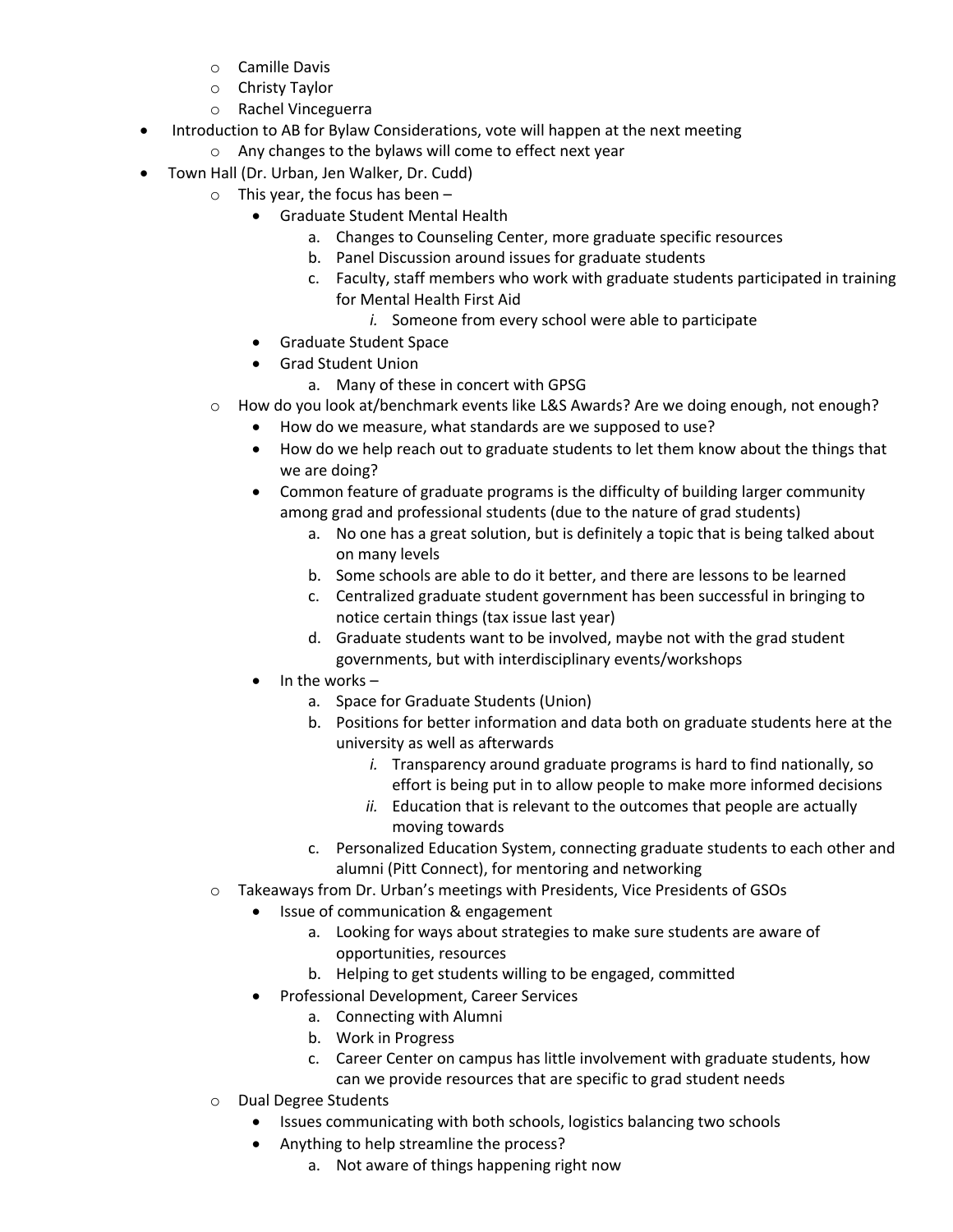- Camille Davis
  - Christy Taylor
  - Rachel Vinceguerra
- Introduction to AB for Bylaw Considerations, vote will happen at the next meeting
  - Any changes to the bylaws will come to effect next year
- Town Hall (Dr. Urban, Jen Walker, Dr. Cudd)
  - This year, the focus has been –
    - Graduate Student Mental Health
      a. Changes to Counseling Center, more graduate specific resources
      b. Panel Discussion around issues for graduate students
      c. Faculty, staff members who work with graduate students participated in training for Mental Health First Aid
         *i. Someone from every school were able to participate*
    - Graduate Student Space
    - Grad Student Union
      a. Many of these in concert with GPSG
  - How do you look at/benchmark events like L&S Awards? Are we doing enough, not enough?
    - How do we measure, what standards are we supposed to use?
    - How do we help reach out to graduate students to let them know about the things that we are doing?
    - Common feature of graduate programs is the difficulty of building larger community among grad and professional students (due to the nature of grad students)
      a. No one has a great solution, but is definitely a topic that is being talked about on many levels
      b. Some schools are able to do it better, and there are lessons to be learned
      c. Centralized graduate student government has been successful in bringing to notice certain things (tax issue last year)
      d. Graduate students want to be involved, maybe not with the grad student governments, but with interdisciplinary events/workshops
    - In the works –
      a. Space for Graduate Students (Union)
      b. Positions for better information and data both on graduate students here at the university as well as afterwards
         *i.* Transparency around graduate programs is hard to find nationally, so effort is being put in to allow people to make more informed decisions
         *ii.* Education that is relevant to the outcomes that people are actually moving towards
      c. Personalized Education System, connecting graduate students to each other and alumni (Pitt Connect), for mentoring and networking
  - Takeaways from Dr. Urban's meetings with Presidents, Vice Presidents of GSOs
    - Issue of communication & engagement
      a. Looking for ways about strategies to make sure students are aware of opportunities, resources
      b. Helping to get students willing to be engaged, committed
    - Professional Development, Career Services
      a. Connecting with Alumni
      b. Work in Progress
      c. Career Center on campus has little involvement with graduate students, how can we provide resources that are specific to grad student needs
  - Dual Degree Students
    - Issues communicating with both schools, logistics balancing two schools
    - Anything to help streamline the process?
      a. Not aware of things happening right now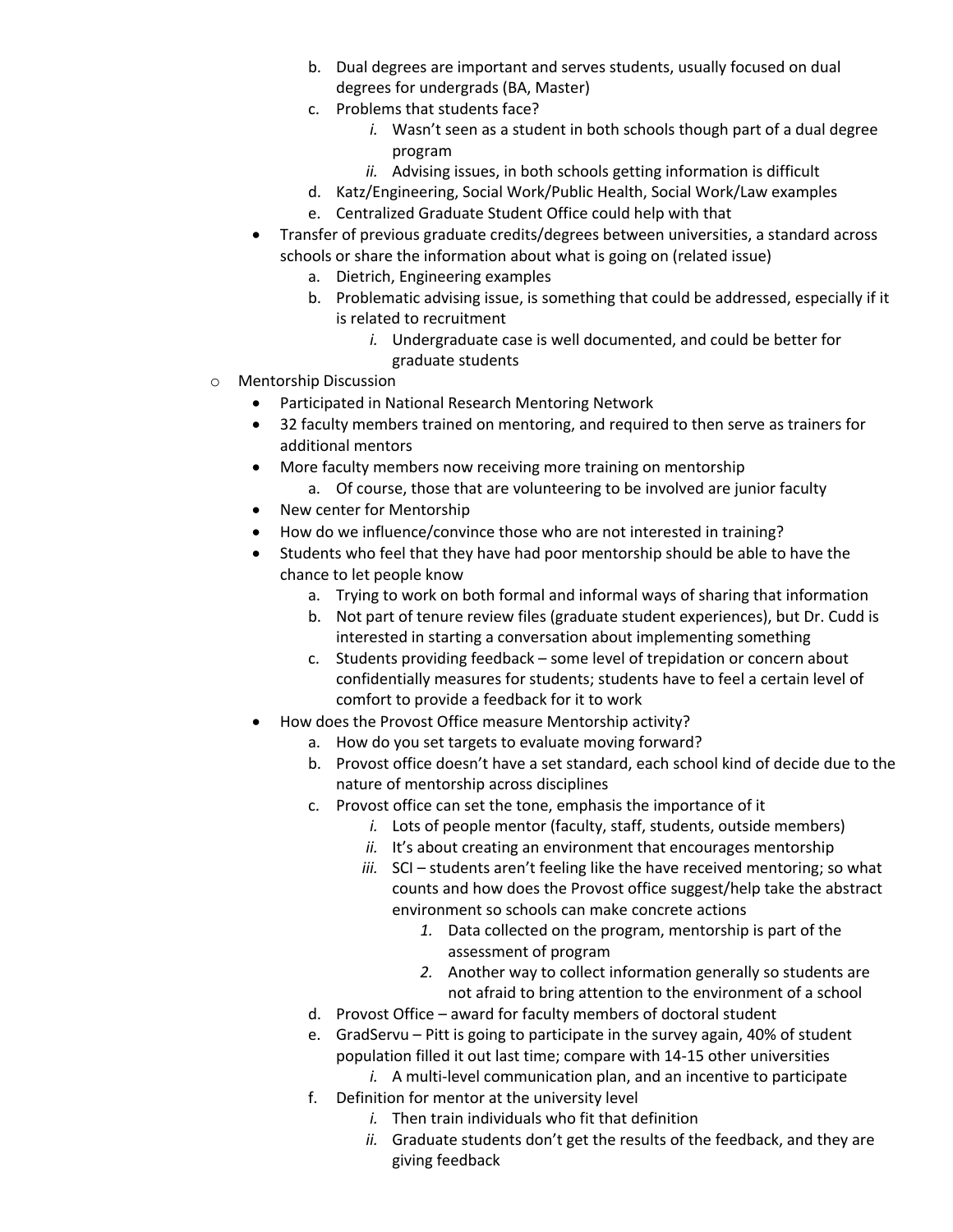b. Dual degrees are important and serves students, usually focused on dual degrees for undergrads (BA, Master)
        c. Problems that students face?
            i. Wasn't seen as a student in both schools though part of a dual degree program
            ii. Advising issues, in both schools getting information is difficult
        d. Katz/Engineering, Social Work/Public Health, Social Work/Law examples
        e. Centralized Graduate Student Office could help with that
    - Transfer of previous graduate credits/degrees between universities, a standard across schools or share the information about what is going on (related issue)
        a. Dietrich, Engineering examples
        b. Problematic advising issue, is something that could be addressed, especially if it is related to recruitment
            i. Undergraduate case is well documented, and could be better for graduate students
- Mentorship Discussion
    - Participated in National Research Mentoring Network
    - 32 faculty members trained on mentoring, and required to then serve as trainers for additional mentors
    - More faculty members now receiving more training on mentorship
        a. Of course, those that are volunteering to be involved are junior faculty
    - New center for Mentorship
    - How do we influence/convince those who are not interested in training?
    - Students who feel that they have had poor mentorship should be able to have the chance to let people know
        a. Trying to work on both formal and informal ways of sharing that information
        b. Not part of tenure review files (graduate student experiences), but Dr. Cudd is interested in starting a conversation about implementing something
        c. Students providing feedback – some level of trepidation or concern about confidentially measures for students; students have to feel a certain level of comfort to provide a feedback for it to work
    - How does the Provost Office measure Mentorship activity?
        a. How do you set targets to evaluate moving forward?
        b. Provost office doesn't have a set standard, each school kind of decide due to the nature of mentorship across disciplines
        c. Provost office can set the tone, emphasis the importance of it
            i. Lots of people mentor (faculty, staff, students, outside members)
            ii. It's about creating an environment that encourages mentorship
            iii. SCI – students aren't feeling like the have received mentoring; so what counts and how does the Provost office suggest/help take the abstract environment so schools can make concrete actions
                1. Data collected on the program, mentorship is part of the assessment of program
                2. Another way to collect information generally so students are not afraid to bring attention to the environment of a school
        d. Provost Office – award for faculty members of doctoral student
        e. GradServu – Pitt is going to participate in the survey again, 40% of student population filled it out last time; compare with 14-15 other universities
            i. A multi-level communication plan, and an incentive to participate
        f. Definition for mentor at the university level
            i. Then train individuals who fit that definition
            ii. Graduate students don't get the results of the feedback, and they are giving feedback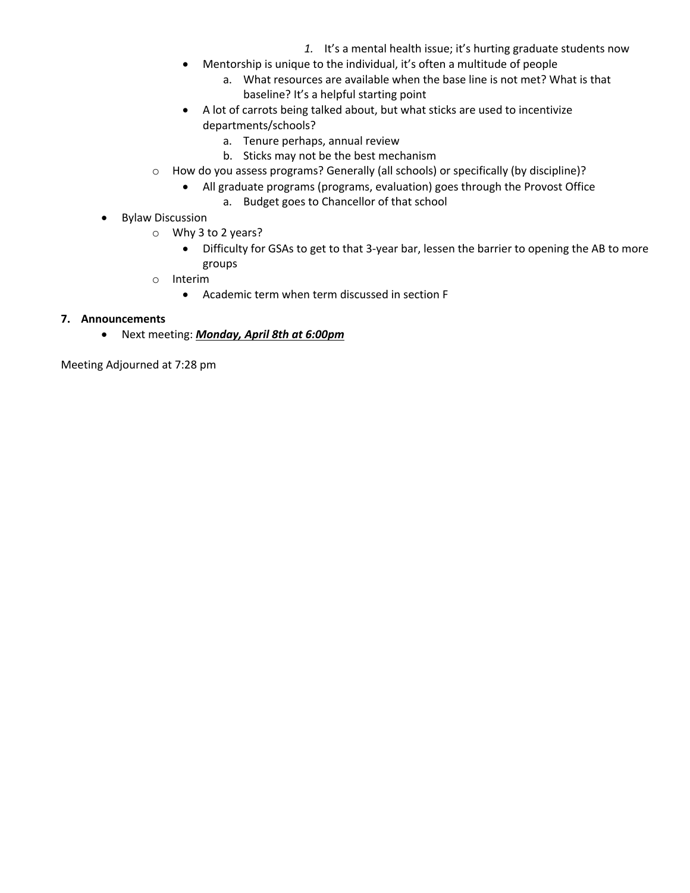1. *It's a mental health issue; it's hurting graduate students now*
        - Mentorship is unique to the individual, it's often a multitude of people
            a. What resources are available when the base line is not met? What is that baseline? It's a helpful starting point
        - A lot of carrots being talked about, but what sticks are used to incentivize departments/schools?
            a. Tenure perhaps, annual review
            b. Sticks may not be the best mechanism
    - How do you assess programs? Generally (all schools) or specifically (by discipline)?
        - All graduate programs (programs, evaluation) goes through the Provost Office
            a. Budget goes to Chancellor of that school
- Bylaw Discussion
    - Why 3 to 2 years?
        - Difficulty for GSAs to get to that 3-year bar, lessen the barrier to opening the AB to more groups
    - Interim
        - Academic term when term discussed in section F

**7. Announcements**

- Next meeting: ***<u>Monday, April 8th at 6:00pm</u>***

Meeting Adjourned at 7:28 pm